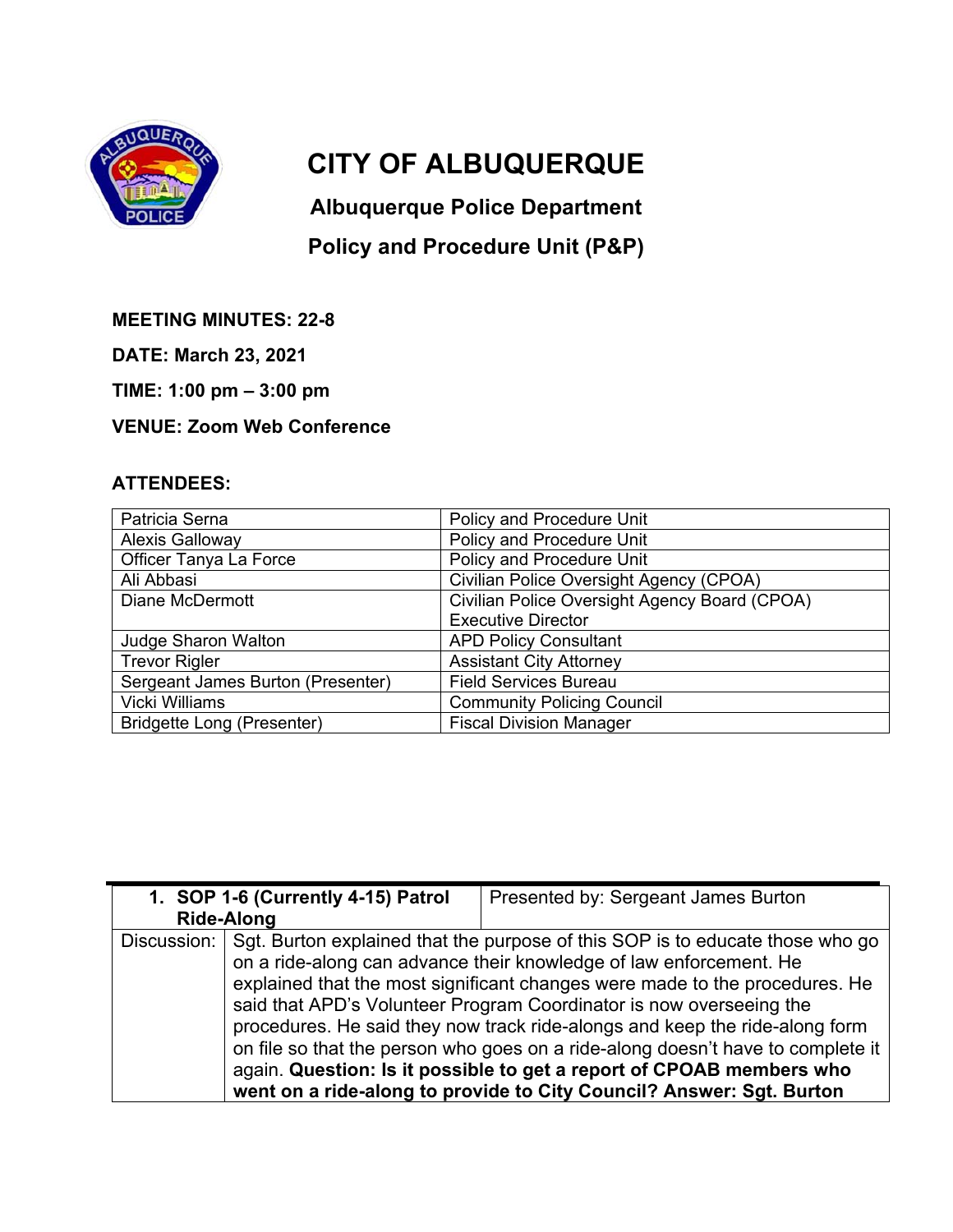# CITY OF ALBUQUERQUE

## Albuquerque Police Department

## Policy and Procedure Unit (P&P)

**MEETING MINUTES: 22-8**

**DATE: March 23, 2021**

**TIME: 1:00 pm – 3:00 pm**

**VENUE: Zoom Web Conference**

**ATTENDEES:**

| | |
|---|---|
| Patricia Serna | Policy and Procedure Unit |
| Alexis Galloway | Policy and Procedure Unit |
| Officer Tanya La Force | Policy and Procedure Unit |
| Ali Abbasi | Civilian Police Oversight Agency (CPOA) |
| Diane McDermott | Civilian Police Oversight Agency Board (CPOA) Executive Director |
| Judge Sharon Walton | APD Policy Consultant |
| Trevor Rigler | Assistant City Attorney |
| Sergeant James Burton (Presenter) | Field Services Bureau |
| Vicki Williams | Community Policing Council |
| Bridgette Long (Presenter) | Fiscal Division Manager |

| 1. **SOP 1-6 (Currently 4-15) Patrol Ride-Along** | Presented by: Sergeant James Burton |
|---|---|
| Discussion: | Sgt. Burton explained that the purpose of this SOP is to educate those who go on a ride-along can advance their knowledge of law enforcement. He explained that the most significant changes were made to the procedures. He said that APD's Volunteer Program Coordinator is now overseeing the procedures. He said they now track ride-alongs and keep the ride-along form on file so that the person who goes on a ride-along doesn't have to complete it again. **Question: Is it possible to get a report of CPOAB members who went on a ride-along to provide to City Council? Answer: Sgt. Burton** |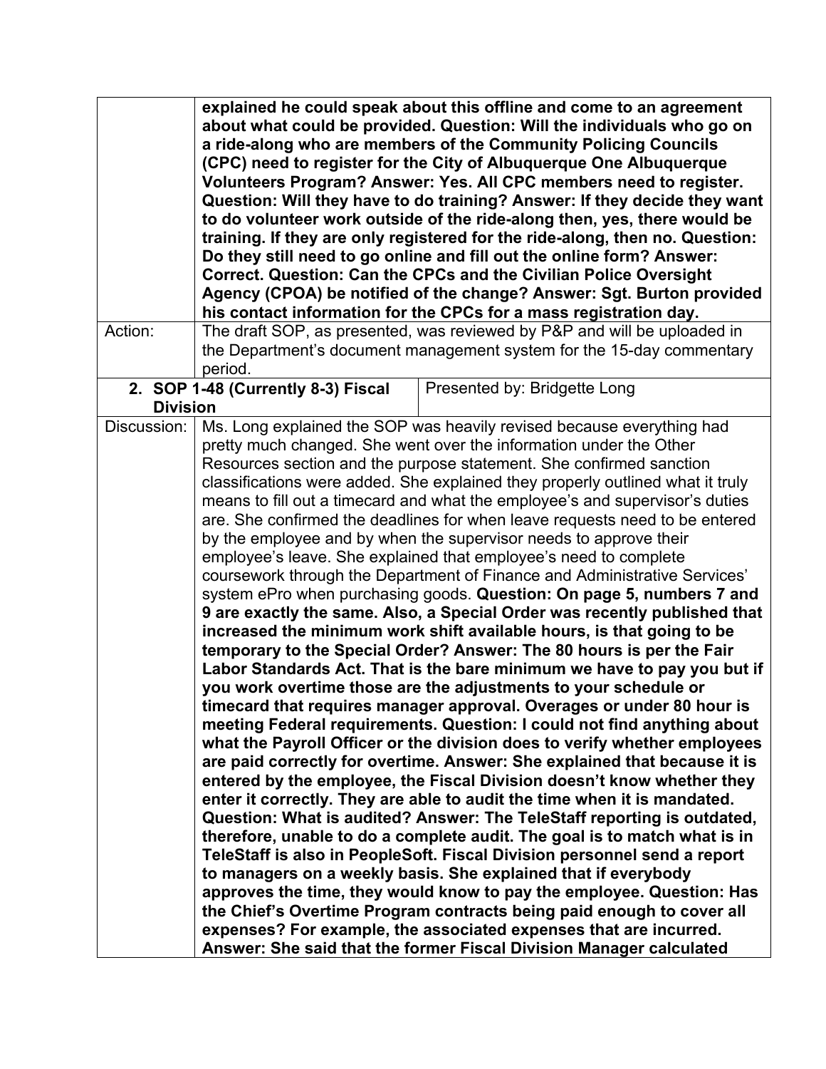| | |
|---|---|
| | **explained he could speak about this offline and come to an agreement about what could be provided. Question: Will the individuals who go on a ride-along who are members of the Community Policing Councils (CPC) need to register for the City of Albuquerque One Albuquerque Volunteers Program? Answer: Yes. All CPC members need to register. Question: Will they have to do training? Answer: If they decide they want to do volunteer work outside of the ride-along then, yes, there would be training. If they are only registered for the ride-along, then no. Question: Do they still need to go online and fill out the online form? Answer: Correct. Question: Can the CPCs and the Civilian Police Oversight Agency (CPOA) be notified of the change? Answer: Sgt. Burton provided his contact information for the CPCs for a mass registration day.** |
| Action: | The draft SOP, as presented, was reviewed by P&P and will be uploaded in the Department's document management system for the 15-day commentary period. |
| **2. SOP 1-48 (Currently 8-3) Fiscal Division** | Presented by: Bridgette Long |
| Discussion: | Ms. Long explained the SOP was heavily revised because everything had pretty much changed. She went over the information under the Other Resources section and the purpose statement. She confirmed sanction classifications were added. She explained they properly outlined what it truly means to fill out a timecard and what the employee's and supervisor's duties are. She confirmed the deadlines for when leave requests need to be entered by the employee and by when the supervisor needs to approve their employee's leave. She explained that employee's need to complete coursework through the Department of Finance and Administrative Services' system ePro when purchasing goods. **Question: On page 5, numbers 7 and 9 are exactly the same. Also, a Special Order was recently published that increased the minimum work shift available hours, is that going to be temporary to the Special Order? Answer: The 80 hours is per the Fair Labor Standards Act. That is the bare minimum we have to pay you but if you work overtime those are the adjustments to your schedule or timecard that requires manager approval. Overages or under 80 hour is meeting Federal requirements. Question: I could not find anything about what the Payroll Officer or the division does to verify whether employees are paid correctly for overtime. Answer: She explained that because it is entered by the employee, the Fiscal Division doesn't know whether they enter it correctly. They are able to audit the time when it is mandated. Question: What is audited? Answer: The TeleStaff reporting is outdated, therefore, unable to do a complete audit. The goal is to match what is in TeleStaff is also in PeopleSoft. Fiscal Division personnel send a report to managers on a weekly basis. She explained that if everybody approves the time, they would know to pay the employee. Question: Has the Chief's Overtime Program contracts being paid enough to cover all expenses? For example, the associated expenses that are incurred. Answer: She said that the former Fiscal Division Manager calculated** |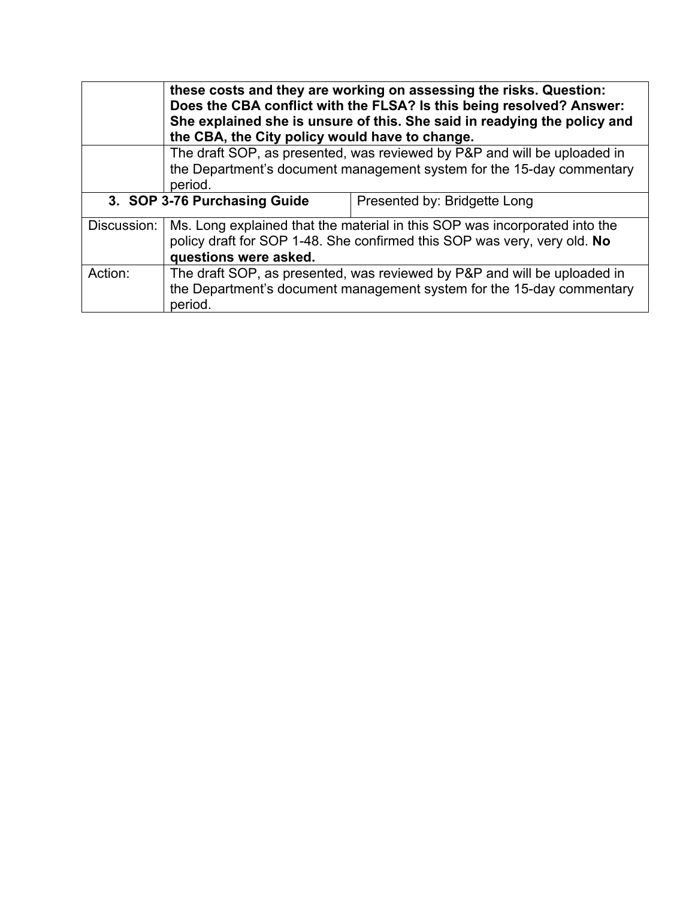| | | |
|---|---|---|
| | **these costs and they are working on assessing the risks. Question: Does the CBA conflict with the FLSA? Is this being resolved? Answer: She explained she is unsure of this. She said in readying the policy and the CBA, the City policy would have to change.** | |
| | The draft SOP, as presented, was reviewed by P&P and will be uploaded in the Department's document management system for the 15-day commentary period. | |
| **3. SOP 3-76 Purchasing Guide** | | Presented by: Bridgette Long |
| Discussion: | Ms. Long explained that the material in this SOP was incorporated into the policy draft for SOP 1-48. She confirmed this SOP was very, very old. **No questions were asked.** | |
| Action: | The draft SOP, as presented, was reviewed by P&P and will be uploaded in the Department's document management system for the 15-day commentary period. | |